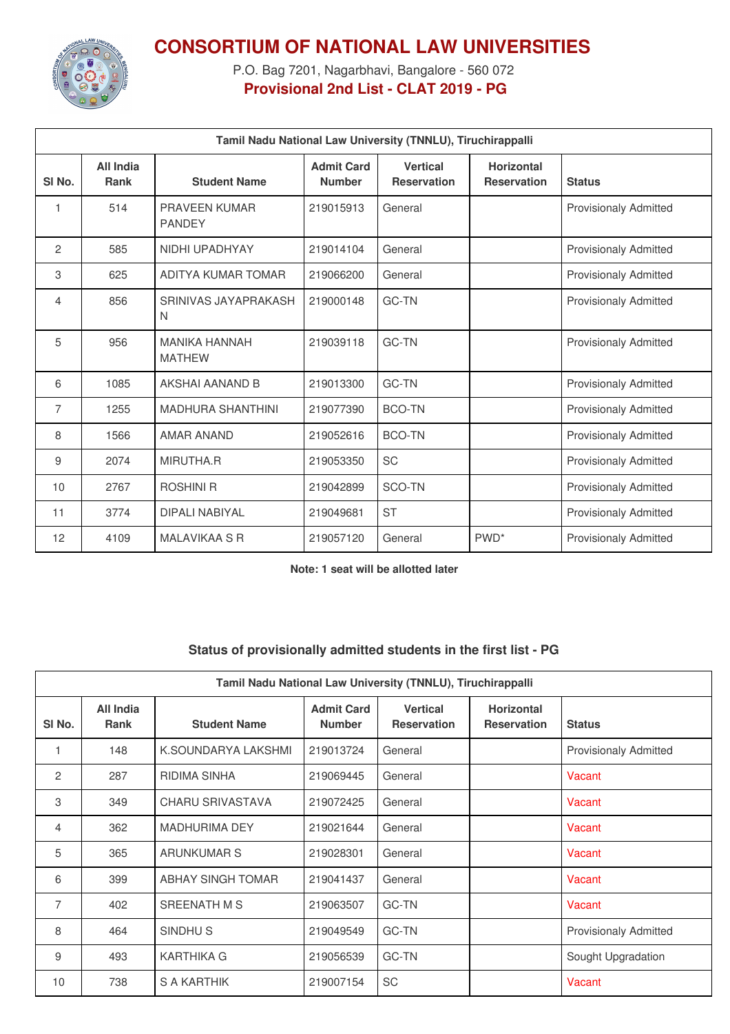# CONSORTIUM OF NATIONAL LAW UNIVERSITIES

P.O. Bag 7201, Nagarbhavi, Bangalore - 560 072

**Provisional 2nd List - CLAT 2019 - PG**

| Tamil Nadu National Law University (TNNLU), Tiruchirappalli | | | | | | |
|---|---|---|---|---|---|---|
| **Sl No.** | **All India Rank** | **Student Name** | **Admit Card Number** | **Vertical Reservation** | **Horizontal Reservation** | **Status** |
| 1 | 514 | PRAVEEN KUMAR PANDEY | 219015913 | General | | Provisionaly Admitted |
| 2 | 585 | NIDHI UPADHYAY | 219014104 | General | | Provisionaly Admitted |
| 3 | 625 | ADITYA KUMAR TOMAR | 219066200 | General | | Provisionaly Admitted |
| 4 | 856 | SRINIVAS JAYAPRAKASH N | 219000148 | GC-TN | | Provisionaly Admitted |
| 5 | 956 | MANIKA HANNAH MATHEW | 219039118 | GC-TN | | Provisionaly Admitted |
| 6 | 1085 | AKSHAI AANAND B | 219013300 | GC-TN | | Provisionaly Admitted |
| 7 | 1255 | MADHURA SHANTHINI | 219077390 | BCO-TN | | Provisionaly Admitted |
| 8 | 1566 | AMAR ANAND | 219052616 | BCO-TN | | Provisionaly Admitted |
| 9 | 2074 | MIRUTHA.R | 219053350 | SC | | Provisionaly Admitted |
| 10 | 2767 | ROSHINI R | 219042899 | SCO-TN | | Provisionaly Admitted |
| 11 | 3774 | DIPALI NABIYAL | 219049681 | ST | | Provisionaly Admitted |
| 12 | 4109 | MALAVIKAA S R | 219057120 | General | PWD* | Provisionaly Admitted |

**Note: 1 seat will be allotted later**

## Status of provisionally admitted students in the first list - PG

| Tamil Nadu National Law University (TNNLU), Tiruchirappalli | | | | | | |
|---|---|---|---|---|---|---|
| **Sl No.** | **All India Rank** | **Student Name** | **Admit Card Number** | **Vertical Reservation** | **Horizontal Reservation** | **Status** |
| 1 | 148 | K.SOUNDARYA LAKSHMI | 219013724 | General | | Provisionaly Admitted |
| 2 | 287 | RIDIMA SINHA | 219069445 | General | | Vacant |
| 3 | 349 | CHARU SRIVASTAVA | 219072425 | General | | Vacant |
| 4 | 362 | MADHURIMA DEY | 219021644 | General | | Vacant |
| 5 | 365 | ARUNKUMAR S | 219028301 | General | | Vacant |
| 6 | 399 | ABHAY SINGH TOMAR | 219041437 | General | | Vacant |
| 7 | 402 | SREENATH M S | 219063507 | GC-TN | | Vacant |
| 8 | 464 | SINDHU S | 219049549 | GC-TN | | Provisionaly Admitted |
| 9 | 493 | KARTHIKA G | 219056539 | GC-TN | | Sought Upgradation |
| 10 | 738 | S A KARTHIK | 219007154 | SC | | Vacant |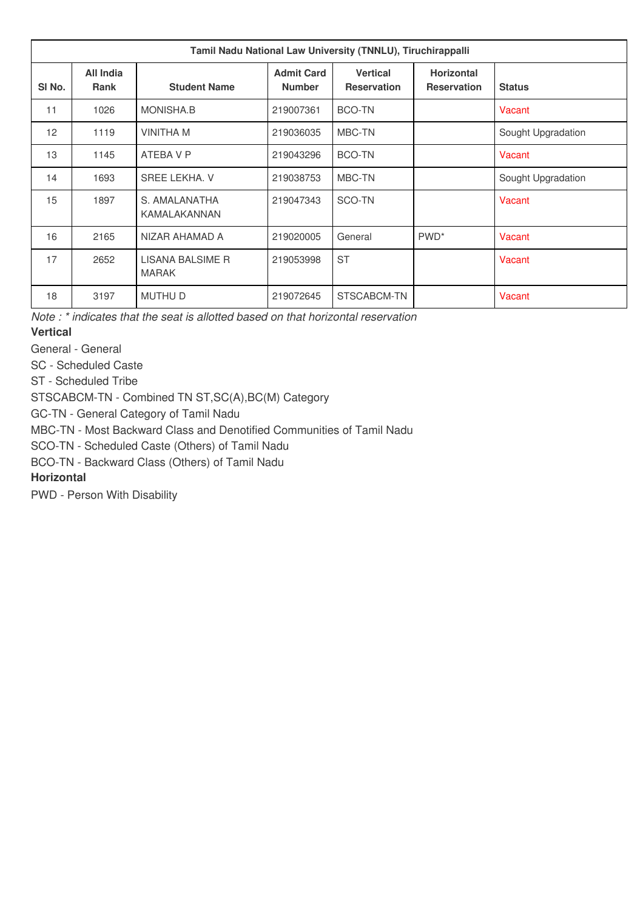| Tamil Nadu National Law University (TNNLU), Tiruchirappalli | | | | | | |
|---|---|---|---|---|---|---|
| Sl No. | All India Rank | Student Name | Admit Card Number | Vertical Reservation | Horizontal Reservation | Status |
| 11 | 1026 | MONISHA.B | 219007361 | BCO-TN | | Vacant |
| 12 | 1119 | VINITHA M | 219036035 | MBC-TN | | Sought Upgradation |
| 13 | 1145 | ATEBA V P | 219043296 | BCO-TN | | Vacant |
| 14 | 1693 | SREE LEKHA. V | 219038753 | MBC-TN | | Sought Upgradation |
| 15 | 1897 | S. AMALANATHA KAMALAKANNAN | 219047343 | SCO-TN | | Vacant |
| 16 | 2165 | NIZAR AHAMAD A | 219020005 | General | PWD* | Vacant |
| 17 | 2652 | LISANA BALSIME R MARAK | 219053998 | ST | | Vacant |
| 18 | 3197 | MUTHU D | 219072645 | STSCABCM-TN | | Vacant |

*Note : * indicates that the seat is allotted based on that horizontal reservation*

**Vertical**

General - General

SC - Scheduled Caste

ST - Scheduled Tribe

STSCABCM-TN - Combined TN ST,SC(A),BC(M) Category

GC-TN - General Category of Tamil Nadu

MBC-TN - Most Backward Class and Denotified Communities of Tamil Nadu

SCO-TN - Scheduled Caste (Others) of Tamil Nadu

BCO-TN - Backward Class (Others) of Tamil Nadu

**Horizontal**

PWD - Person With Disability